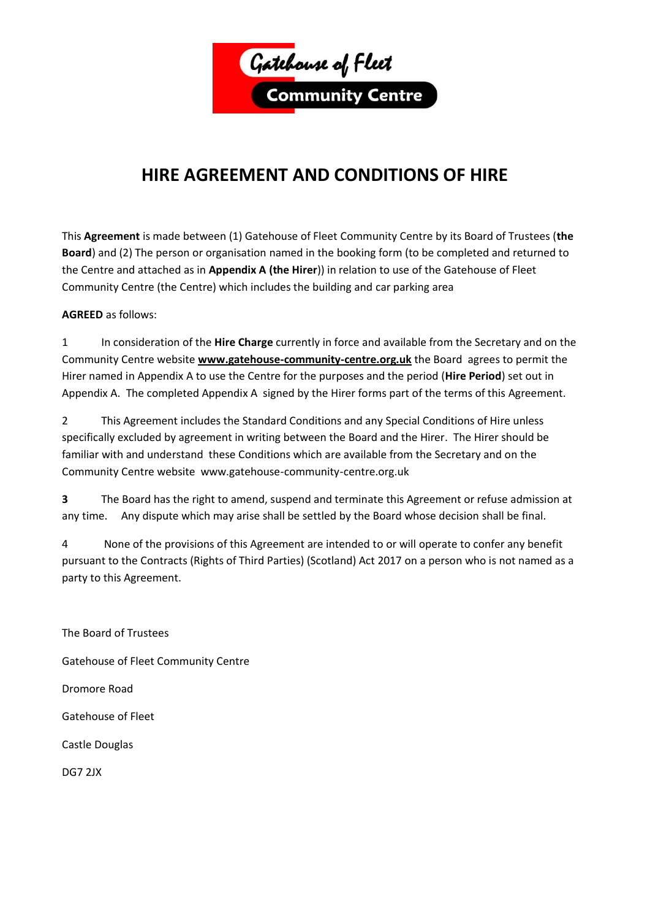Gatehouse of Fleet

Community Centre

# HIRE AGREEMENT AND CONDITIONS OF HIRE

This **Agreement** is made between (1) Gatehouse of Fleet Community Centre by its Board of Trustees (**the Board**) and (2) The person or organisation named in the booking form (to be completed and returned to the Centre and attached as in **Appendix A (the Hirer)**) in relation to use of the Gatehouse of Fleet Community Centre (the Centre) which includes the building and car parking area

**AGREED** as follows:

1 In consideration of the **Hire Charge** currently in force and available from the Secretary and on the Community Centre website **www.gatehouse-community-centre.org.uk** the Board agrees to permit the Hirer named in Appendix A to use the Centre for the purposes and the period (**Hire Period**) set out in Appendix A. The completed Appendix A signed by the Hirer forms part of the terms of this Agreement.

2 This Agreement includes the Standard Conditions and any Special Conditions of Hire unless specifically excluded by agreement in writing between the Board and the Hirer. The Hirer should be familiar with and understand these Conditions which are available from the Secretary and on the Community Centre website www.gatehouse-community-centre.org.uk

**3** The Board has the right to amend, suspend and terminate this Agreement or refuse admission at any time. Any dispute which may arise shall be settled by the Board whose decision shall be final.

4 None of the provisions of this Agreement are intended to or will operate to confer any benefit pursuant to the Contracts (Rights of Third Parties) (Scotland) Act 2017 on a person who is not named as a party to this Agreement.

The Board of Trustees

Gatehouse of Fleet Community Centre

Dromore Road

Gatehouse of Fleet

Castle Douglas

DG7 2JX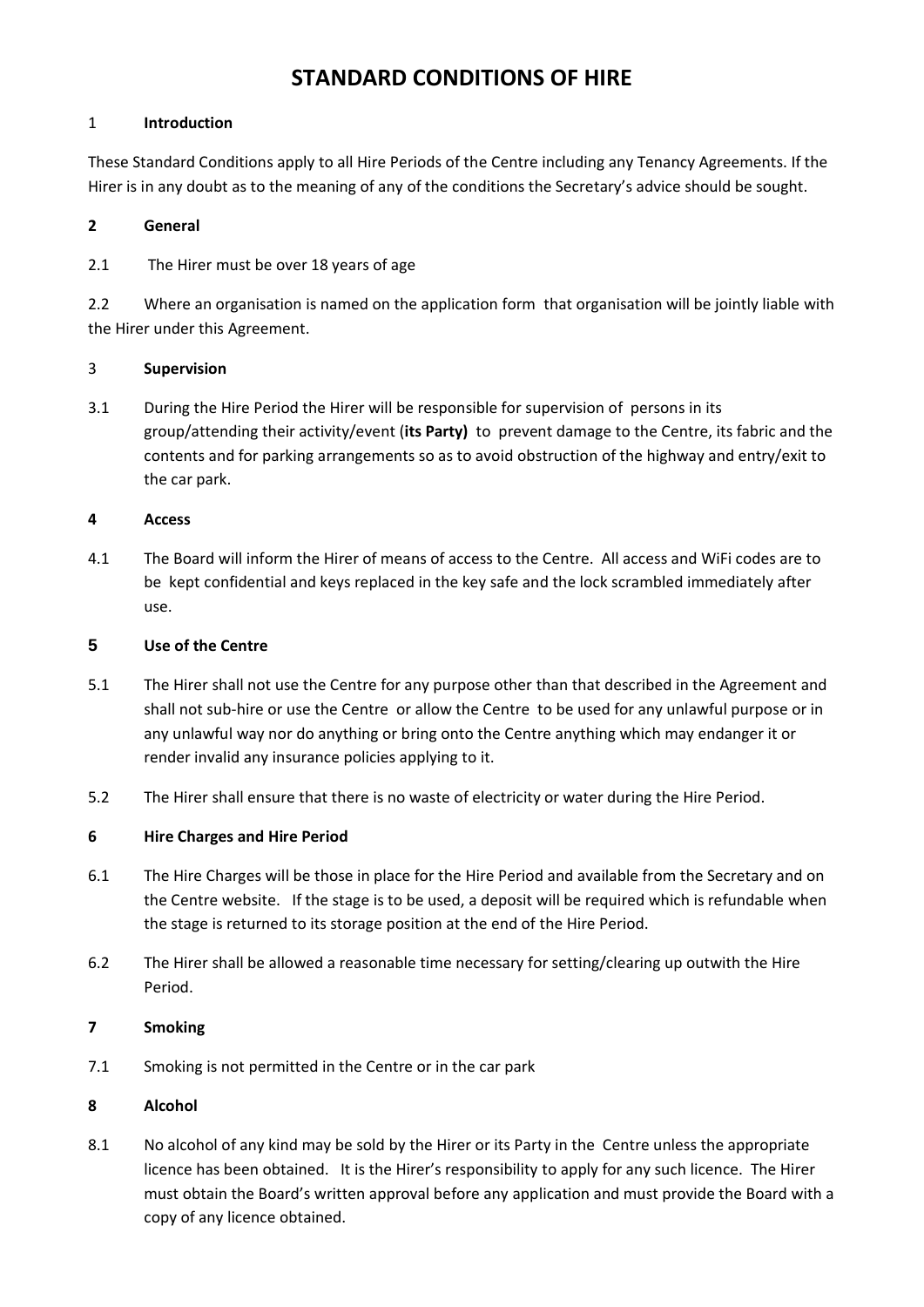# STANDARD CONDITIONS OF HIRE

## 1 Introduction

These Standard Conditions apply to all Hire Periods of the Centre including any Tenancy Agreements. If the Hirer is in any doubt as to the meaning of any of the conditions the Secretary's advice should be sought.

## 2 General

2.1 The Hirer must be over 18 years of age

2.2 Where an organisation is named on the application form that organisation will be jointly liable with the Hirer under this Agreement.

## 3 Supervision

3.1 During the Hire Period the Hirer will be responsible for supervision of persons in its group/attending their activity/event (**its Party**) to prevent damage to the Centre, its fabric and the contents and for parking arrangements so as to avoid obstruction of the highway and entry/exit to the car park.

## 4 Access

4.1 The Board will inform the Hirer of means of access to the Centre. All access and WiFi codes are to be kept confidential and keys replaced in the key safe and the lock scrambled immediately after use.

## 5 Use of the Centre

5.1 The Hirer shall not use the Centre for any purpose other than that described in the Agreement and shall not sub-hire or use the Centre or allow the Centre to be used for any unlawful purpose or in any unlawful way nor do anything or bring onto the Centre anything which may endanger it or render invalid any insurance policies applying to it.

5.2 The Hirer shall ensure that there is no waste of electricity or water during the Hire Period.

## 6 Hire Charges and Hire Period

6.1 The Hire Charges will be those in place for the Hire Period and available from the Secretary and on the Centre website. If the stage is to be used, a deposit will be required which is refundable when the stage is returned to its storage position at the end of the Hire Period.

6.2 The Hirer shall be allowed a reasonable time necessary for setting/clearing up outwith the Hire Period.

## 7 Smoking

7.1 Smoking is not permitted in the Centre or in the car park

## 8 Alcohol

8.1 No alcohol of any kind may be sold by the Hirer or its Party in the Centre unless the appropriate licence has been obtained. It is the Hirer's responsibility to apply for any such licence. The Hirer must obtain the Board's written approval before any application and must provide the Board with a copy of any licence obtained.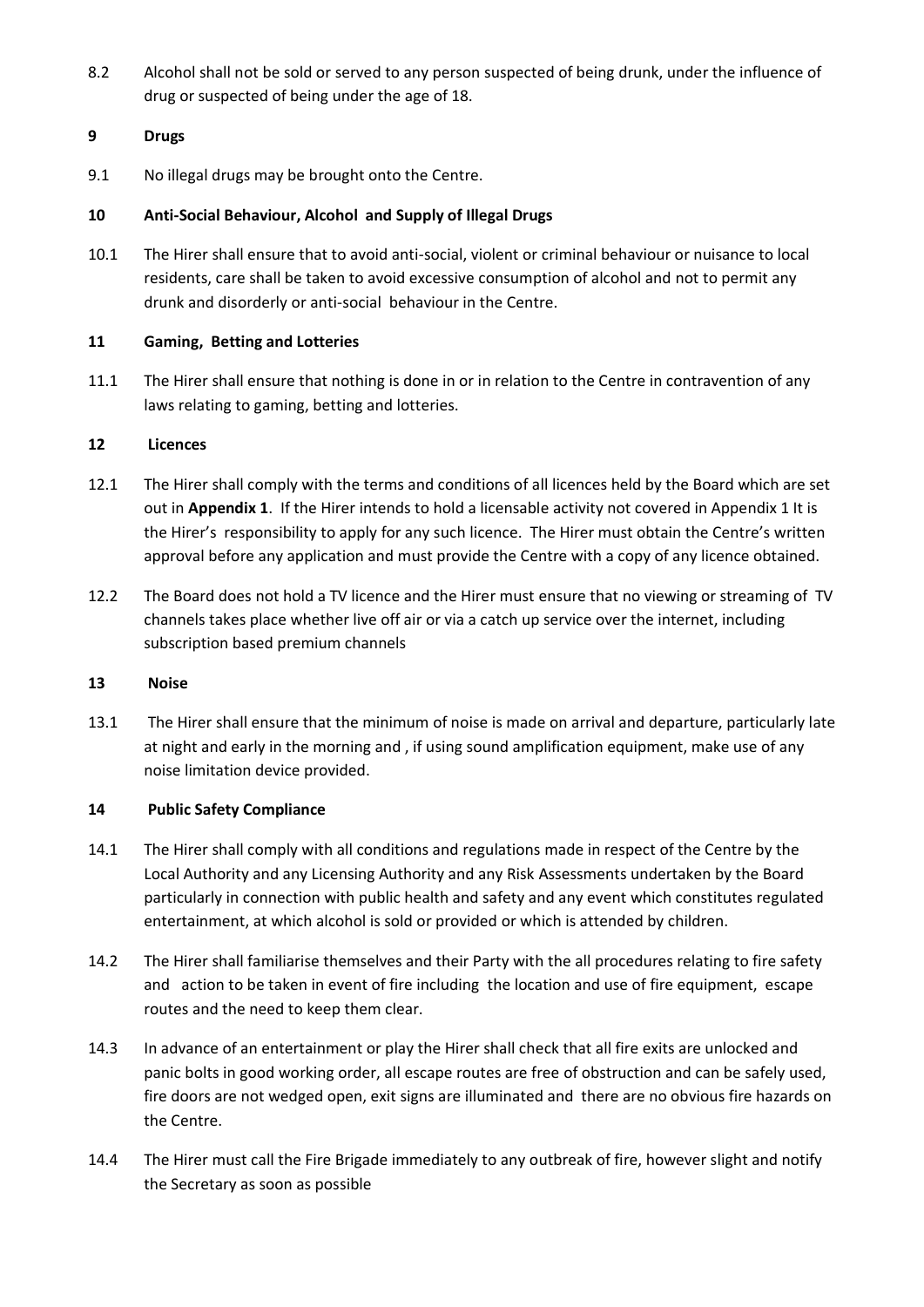8.2 Alcohol shall not be sold or served to any person suspected of being drunk, under the influence of drug or suspected of being under the age of 18.

**9 Drugs**

9.1 No illegal drugs may be brought onto the Centre.

**10 Anti-Social Behaviour, Alcohol and Supply of Illegal Drugs**

10.1 The Hirer shall ensure that to avoid anti-social, violent or criminal behaviour or nuisance to local residents, care shall be taken to avoid excessive consumption of alcohol and not to permit any drunk and disorderly or anti-social behaviour in the Centre.

**11 Gaming, Betting and Lotteries**

11.1 The Hirer shall ensure that nothing is done in or in relation to the Centre in contravention of any laws relating to gaming, betting and lotteries.

**12 Licences**

12.1 The Hirer shall comply with the terms and conditions of all licences held by the Board which are set out in **Appendix 1**. If the Hirer intends to hold a licensable activity not covered in Appendix 1 It is the Hirer's responsibility to apply for any such licence. The Hirer must obtain the Centre's written approval before any application and must provide the Centre with a copy of any licence obtained.

12.2 The Board does not hold a TV licence and the Hirer must ensure that no viewing or streaming of TV channels takes place whether live off air or via a catch up service over the internet, including subscription based premium channels

**13 Noise**

13.1 The Hirer shall ensure that the minimum of noise is made on arrival and departure, particularly late at night and early in the morning and , if using sound amplification equipment, make use of any noise limitation device provided.

**14 Public Safety Compliance**

14.1 The Hirer shall comply with all conditions and regulations made in respect of the Centre by the Local Authority and any Licensing Authority and any Risk Assessments undertaken by the Board particularly in connection with public health and safety and any event which constitutes regulated entertainment, at which alcohol is sold or provided or which is attended by children.

14.2 The Hirer shall familiarise themselves and their Party with the all procedures relating to fire safety and action to be taken in event of fire including the location and use of fire equipment, escape routes and the need to keep them clear.

14.3 In advance of an entertainment or play the Hirer shall check that all fire exits are unlocked and panic bolts in good working order, all escape routes are free of obstruction and can be safely used, fire doors are not wedged open, exit signs are illuminated and there are no obvious fire hazards on the Centre.

14.4 The Hirer must call the Fire Brigade immediately to any outbreak of fire, however slight and notify the Secretary as soon as possible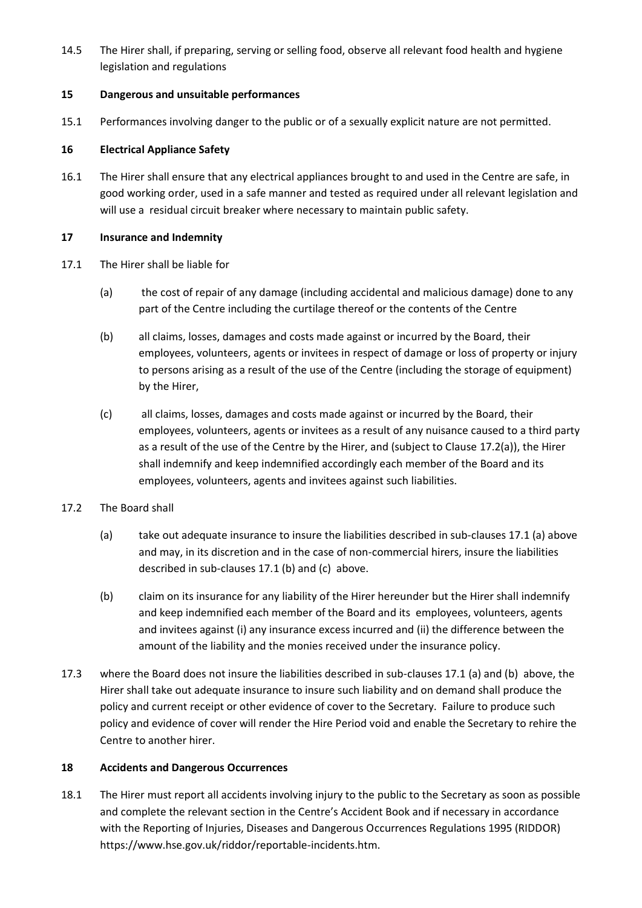14.5 The Hirer shall, if preparing, serving or selling food, observe all relevant food health and hygiene legislation and regulations

## 15 Dangerous and unsuitable performances

15.1 Performances involving danger to the public or of a sexually explicit nature are not permitted.

## 16 Electrical Appliance Safety

16.1 The Hirer shall ensure that any electrical appliances brought to and used in the Centre are safe, in good working order, used in a safe manner and tested as required under all relevant legislation and will use a residual circuit breaker where necessary to maintain public safety.

## 17 Insurance and Indemnity

17.1 The Hirer shall be liable for

(a) the cost of repair of any damage (including accidental and malicious damage) done to any part of the Centre including the curtilage thereof or the contents of the Centre

(b) all claims, losses, damages and costs made against or incurred by the Board, their employees, volunteers, agents or invitees in respect of damage or loss of property or injury to persons arising as a result of the use of the Centre (including the storage of equipment) by the Hirer,

(c) all claims, losses, damages and costs made against or incurred by the Board, their employees, volunteers, agents or invitees as a result of any nuisance caused to a third party as a result of the use of the Centre by the Hirer, and (subject to Clause 17.2(a)), the Hirer shall indemnify and keep indemnified accordingly each member of the Board and its employees, volunteers, agents and invitees against such liabilities.

17.2 The Board shall

(a) take out adequate insurance to insure the liabilities described in sub-clauses 17.1 (a) above and may, in its discretion and in the case of non-commercial hirers, insure the liabilities described in sub-clauses 17.1 (b) and (c) above.

(b) claim on its insurance for any liability of the Hirer hereunder but the Hirer shall indemnify and keep indemnified each member of the Board and its employees, volunteers, agents and invitees against (i) any insurance excess incurred and (ii) the difference between the amount of the liability and the monies received under the insurance policy.

17.3 where the Board does not insure the liabilities described in sub-clauses 17.1 (a) and (b) above, the Hirer shall take out adequate insurance to insure such liability and on demand shall produce the policy and current receipt or other evidence of cover to the Secretary. Failure to produce such policy and evidence of cover will render the Hire Period void and enable the Secretary to rehire the Centre to another hirer.

## 18 Accidents and Dangerous Occurrences

18.1 The Hirer must report all accidents involving injury to the public to the Secretary as soon as possible and complete the relevant section in the Centre's Accident Book and if necessary in accordance with the Reporting of Injuries, Diseases and Dangerous Occurrences Regulations 1995 (RIDDOR) https://www.hse.gov.uk/riddor/reportable-incidents.htm.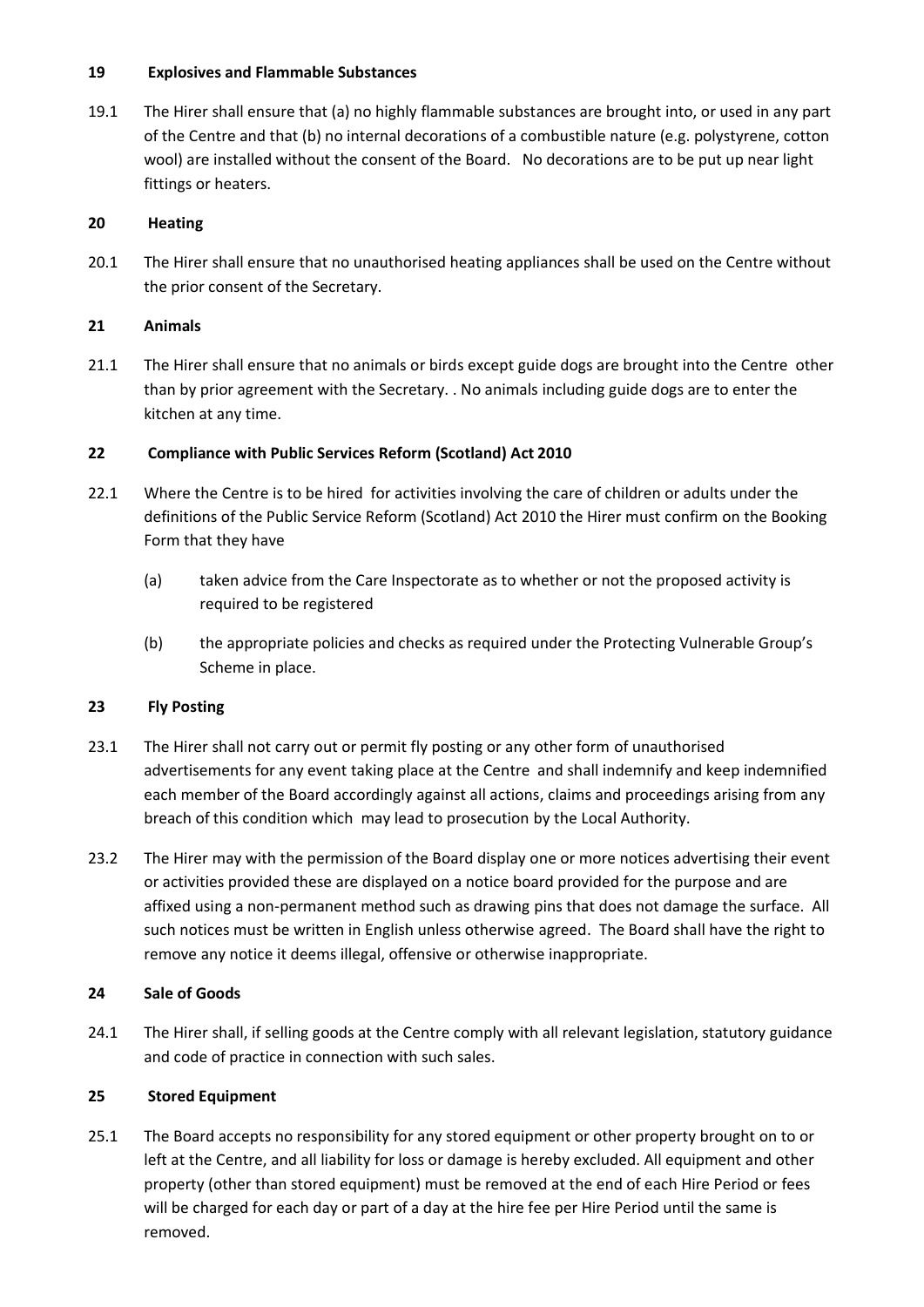## 19 Explosives and Flammable Substances

19.1 The Hirer shall ensure that (a) no highly flammable substances are brought into, or used in any part of the Centre and that (b) no internal decorations of a combustible nature (e.g. polystyrene, cotton wool) are installed without the consent of the Board. No decorations are to be put up near light fittings or heaters.

## 20 Heating

20.1 The Hirer shall ensure that no unauthorised heating appliances shall be used on the Centre without the prior consent of the Secretary.

## 21 Animals

21.1 The Hirer shall ensure that no animals or birds except guide dogs are brought into the Centre other than by prior agreement with the Secretary. . No animals including guide dogs are to enter the kitchen at any time.

## 22 Compliance with Public Services Reform (Scotland) Act 2010

22.1 Where the Centre is to be hired for activities involving the care of children or adults under the definitions of the Public Service Reform (Scotland) Act 2010 the Hirer must confirm on the Booking Form that they have

(a) taken advice from the Care Inspectorate as to whether or not the proposed activity is required to be registered

(b) the appropriate policies and checks as required under the Protecting Vulnerable Group's Scheme in place.

## 23 Fly Posting

23.1 The Hirer shall not carry out or permit fly posting or any other form of unauthorised advertisements for any event taking place at the Centre and shall indemnify and keep indemnified each member of the Board accordingly against all actions, claims and proceedings arising from any breach of this condition which may lead to prosecution by the Local Authority.

23.2 The Hirer may with the permission of the Board display one or more notices advertising their event or activities provided these are displayed on a notice board provided for the purpose and are affixed using a non-permanent method such as drawing pins that does not damage the surface. All such notices must be written in English unless otherwise agreed. The Board shall have the right to remove any notice it deems illegal, offensive or otherwise inappropriate.

## 24 Sale of Goods

24.1 The Hirer shall, if selling goods at the Centre comply with all relevant legislation, statutory guidance and code of practice in connection with such sales.

## 25 Stored Equipment

25.1 The Board accepts no responsibility for any stored equipment or other property brought on to or left at the Centre, and all liability for loss or damage is hereby excluded. All equipment and other property (other than stored equipment) must be removed at the end of each Hire Period or fees will be charged for each day or part of a day at the hire fee per Hire Period until the same is removed.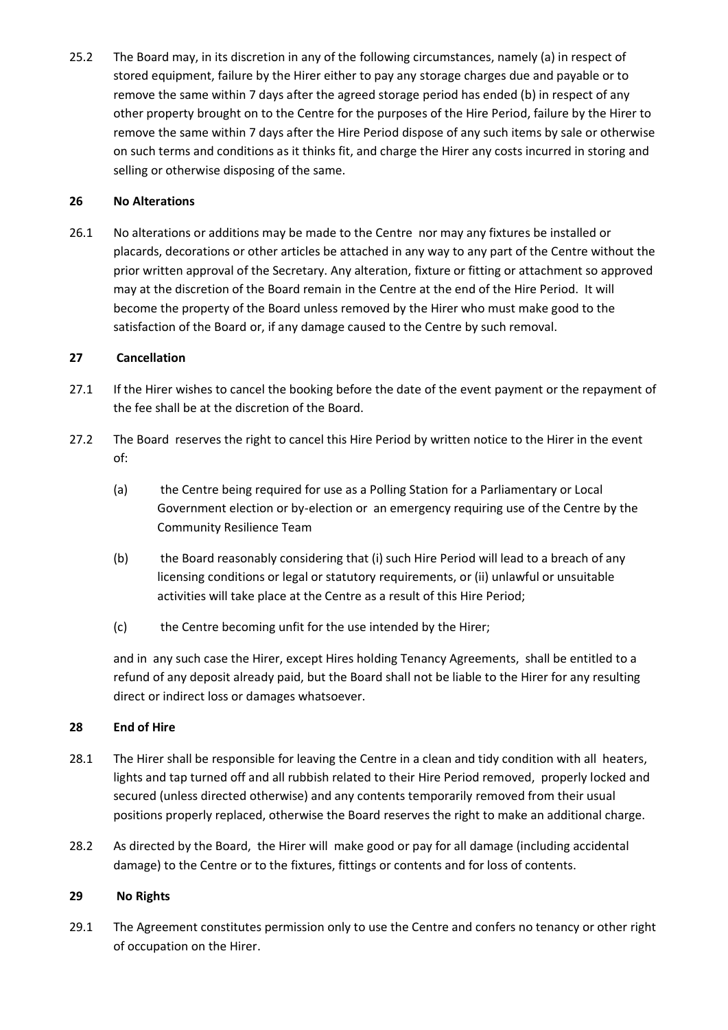25.2 The Board may, in its discretion in any of the following circumstances, namely (a) in respect of stored equipment, failure by the Hirer either to pay any storage charges due and payable or to remove the same within 7 days after the agreed storage period has ended (b) in respect of any other property brought on to the Centre for the purposes of the Hire Period, failure by the Hirer to remove the same within 7 days after the Hire Period dispose of any such items by sale or otherwise on such terms and conditions as it thinks fit, and charge the Hirer any costs incurred in storing and selling or otherwise disposing of the same.

**26 No Alterations**

26.1 No alterations or additions may be made to the Centre nor may any fixtures be installed or placards, decorations or other articles be attached in any way to any part of the Centre without the prior written approval of the Secretary. Any alteration, fixture or fitting or attachment so approved may at the discretion of the Board remain in the Centre at the end of the Hire Period. It will become the property of the Board unless removed by the Hirer who must make good to the satisfaction of the Board or, if any damage caused to the Centre by such removal.

**27 Cancellation**

27.1 If the Hirer wishes to cancel the booking before the date of the event payment or the repayment of the fee shall be at the discretion of the Board.

27.2 The Board reserves the right to cancel this Hire Period by written notice to the Hirer in the event of:

(a) the Centre being required for use as a Polling Station for a Parliamentary or Local Government election or by-election or an emergency requiring use of the Centre by the Community Resilience Team

(b) the Board reasonably considering that (i) such Hire Period will lead to a breach of any licensing conditions or legal or statutory requirements, or (ii) unlawful or unsuitable activities will take place at the Centre as a result of this Hire Period;

(c) the Centre becoming unfit for the use intended by the Hirer;

and in any such case the Hirer, except Hires holding Tenancy Agreements, shall be entitled to a refund of any deposit already paid, but the Board shall not be liable to the Hirer for any resulting direct or indirect loss or damages whatsoever.

**28 End of Hire**

28.1 The Hirer shall be responsible for leaving the Centre in a clean and tidy condition with all heaters, lights and tap turned off and all rubbish related to their Hire Period removed, properly locked and secured (unless directed otherwise) and any contents temporarily removed from their usual positions properly replaced, otherwise the Board reserves the right to make an additional charge.

28.2 As directed by the Board, the Hirer will make good or pay for all damage (including accidental damage) to the Centre or to the fixtures, fittings or contents and for loss of contents.

**29 No Rights**

29.1 The Agreement constitutes permission only to use the Centre and confers no tenancy or other right of occupation on the Hirer.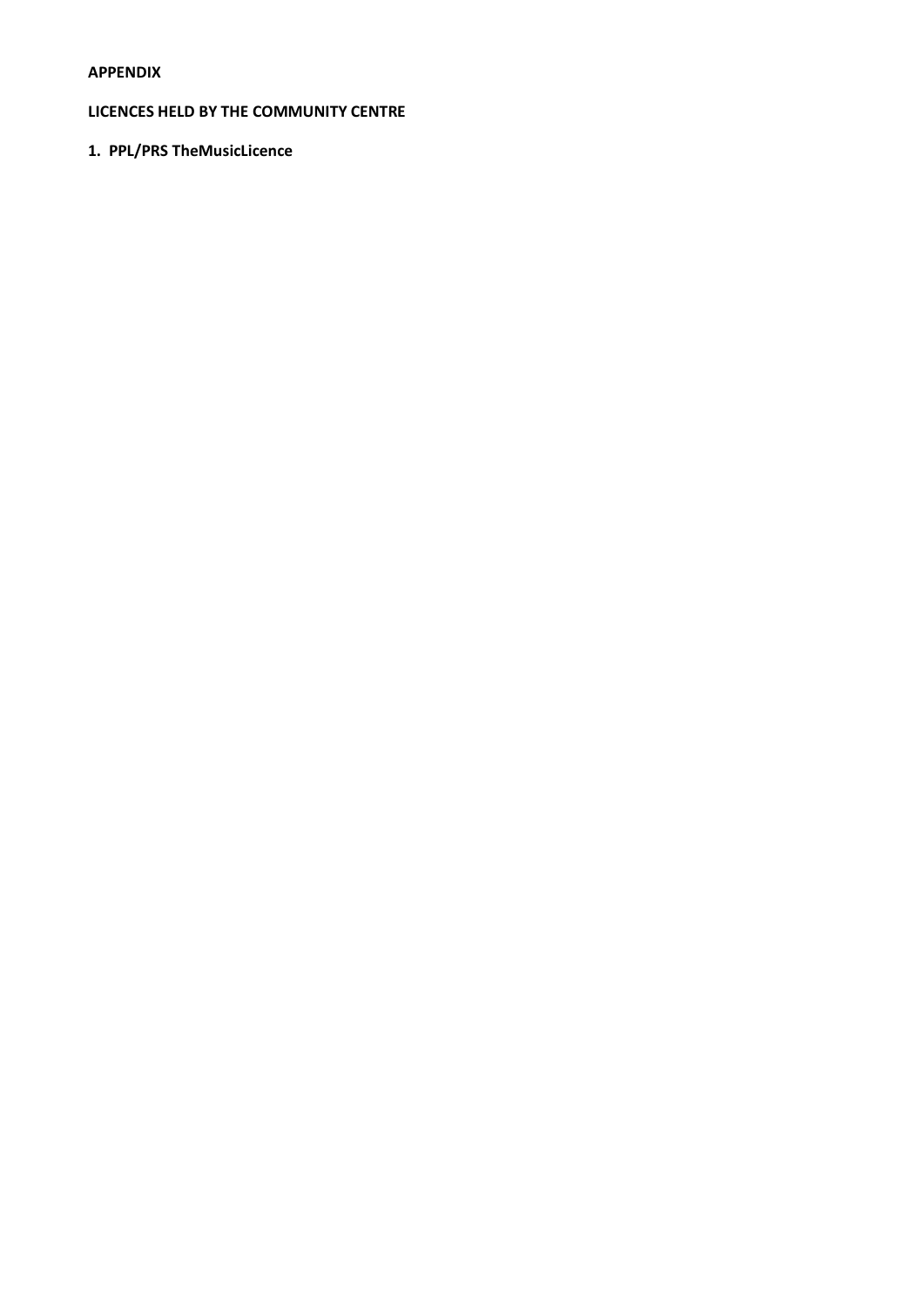**APPENDIX**

**LICENCES HELD BY THE COMMUNITY CENTRE**

**1. PPL/PRS TheMusicLicence**